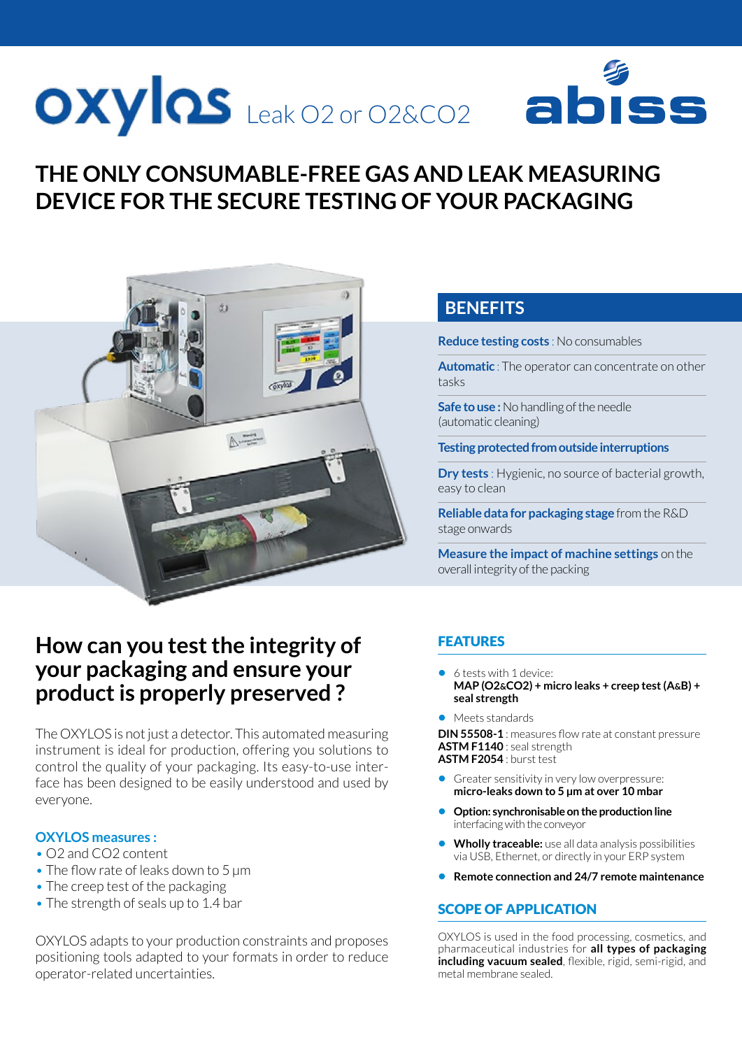# oxylos Leak O2 or O2&CO2

abiss

## THE ONLY CONSUMABLE-FREE GAS AND LEAK MEASURING DEVICE FOR THE SECURE TESTING OF YOUR PACKAGING

## BENEFITS

**Reduce testing costs** : No consumables

**Automatic** : The operator can concentrate on other tasks

**Safe to use :** No handling of the needle (automatic cleaning)

**Testing protected from outside interruptions**

**Dry tests** : Hygienic, no source of bacterial growth, easy to clean

**Reliable data for packaging stage** from the R&D stage onwards

**Measure the impact of machine settings** on the overall integrity of the packing

## How can you test the integrity of your packaging and ensure your product is properly preserved ?

The OXYLOS is not just a detector. This automated measuring instrument is ideal for production, offering you solutions to control the quality of your packaging. Its easy-to-use interface has been designed to be easily understood and used by everyone.

### OXYLOS measures :

- O2 and CO2 content
- The flow rate of leaks down to 5 µm
- The creep test of the packaging
- The strength of seals up to 1.4 bar

OXYLOS adapts to your production constraints and proposes positioning tools adapted to your formats in order to reduce operator-related uncertainties.

## FEATURES

- 6 tests with 1 device:
  **MAP (O2&CO2) + micro leaks + creep test (A&B) + seal strength**
- Meets standards

**DIN 55508-1** : measures flow rate at constant pressure
**ASTM F1140** : seal strength
**ASTM F2054** : burst test

- Greater sensitivity in very low overpressure:
  **micro-leaks down to 5 µm at over 10 mbar**
- **Option: synchronisable on the production line** interfacing with the conveyor
- **Wholly traceable:** use all data analysis possibilities via USB, Ethernet, or directly in your ERP system
- **Remote connection and 24/7 remote maintenance**

## SCOPE OF APPLICATION

OXYLOS is used in the food processing, cosmetics, and pharmaceutical industries for **all types of packaging including vacuum sealed**, flexible, rigid, semi-rigid, and metal membrane sealed.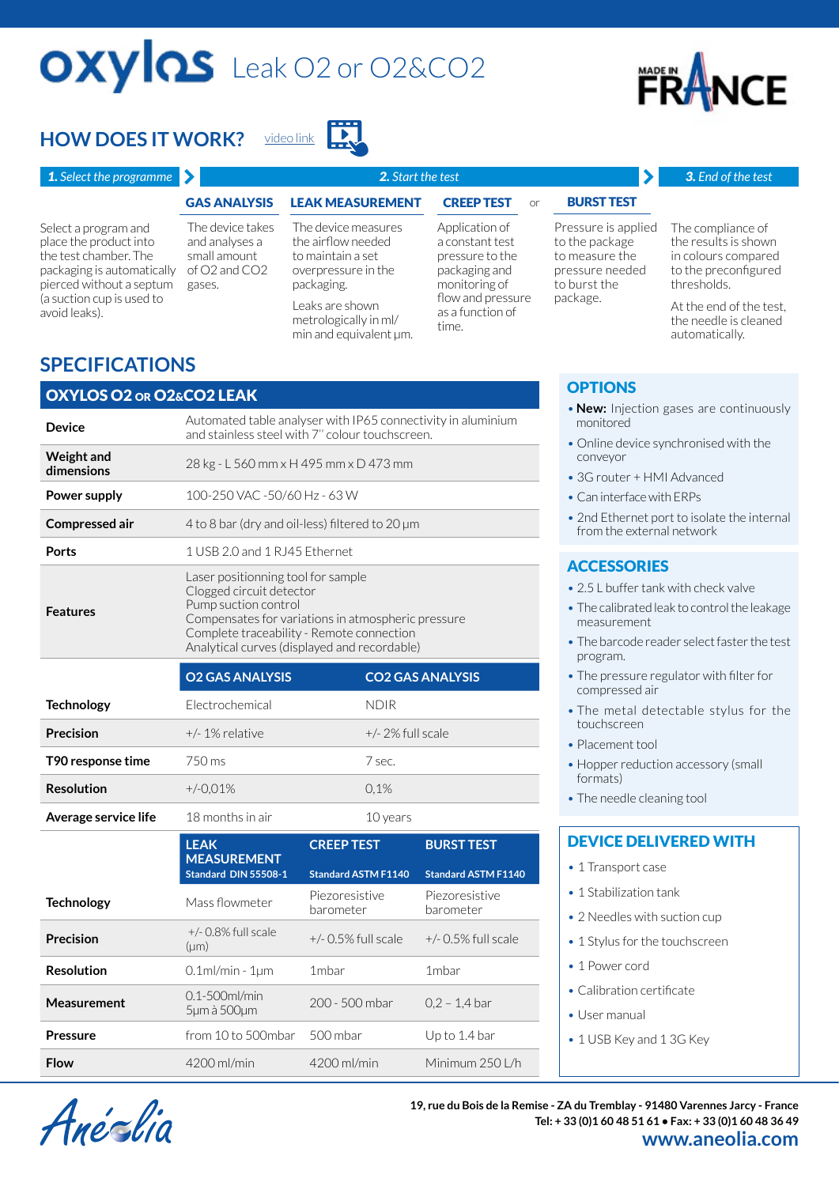# oxylos Leak O2 or O2&CO2

MADE IN FRANCE

## HOW DOES IT WORK?

video link

**1.** *Select the programme* — **2.** *Start the test* — **3.** *End of the test*

**1. Select the programme**

Select a program and place the product into the test chamber. The packaging is automatically pierced without a septum (a suction cup is used to avoid leaks).

**2. Start the test**

**GAS ANALYSIS**

The device takes and analyses a small amount of O2 and CO2 gases.

**LEAK MEASUREMENT**

The device measures the airflow needed to maintain a set overpressure in the packaging.

Leaks are shown metrologically in ml/min and equivalent µm.

**CREEP TEST** or **BURST TEST**

Application of a constant test pressure to the packaging and monitoring of flow and pressure as a function of time.

Pressure is applied to the package to measure the pressure needed to burst the package.

**3. End of the test**

The compliance of the results is shown in colours compared to the preconfigured thresholds.

At the end of the test, the needle is cleaned automatically.

## SPECIFICATIONS

### OXYLOS O2 OR O2&CO2 LEAK

| | |
|---|---|
| **Device** | Automated table analyser with IP65 connectivity in aluminium and stainless steel with 7'' colour touchscreen. |
| **Weight and dimensions** | 28 kg - L 560 mm x H 495 mm x D 473 mm |
| **Power supply** | 100-250 VAC -50/60 Hz - 63 W |
| **Compressed air** | 4 to 8 bar (dry and oil-less) filtered to 20 µm |
| **Ports** | 1 USB 2.0 and 1 RJ45 Ethernet |
| **Features** | Laser positioning tool for sample<br>Clogged circuit detector<br>Pump suction control<br>Compensates for variations in atmospheric pressure<br>Complete traceability - Remote connection<br>Analytical curves (displayed and recordable) |

| | O2 GAS ANALYSIS | CO2 GAS ANALYSIS |
|---|---|---|
| **Technology** | Electrochemical | NDIR |
| **Precision** | +/- 1% relative | +/- 2% full scale |
| **T90 response time** | 750 ms | 7 sec. |
| **Resolution** | +/-0,01% | 0,1% |
| **Average service life** | 18 months in air | 10 years |

| | LEAK MEASUREMENT<br>Standard DIN 55508-1 | CREEP TEST<br>Standard ASTM F1140 | BURST TEST<br>Standard ASTM F1140 |
|---|---|---|---|
| **Technology** | Mass flowmeter | Piezoresistive barometer | Piezoresistive barometer |
| **Precision** | +/- 0.8% full scale (µm) | +/- 0.5% full scale | +/- 0.5% full scale |
| **Resolution** | 0.1ml/min - 1µm | 1mbar | 1mbar |
| **Measurement** | 0.1-500ml/min<br>5µm à 500µm | 200 - 500 mbar | 0,2 – 1,4 bar |
| **Pressure** | from 10 to 500mbar | 500 mbar | Up to 1.4 bar |
| **Flow** | 4200 ml/min | 4200 ml/min | Minimum 250 L/h |

## OPTIONS

- **New:** Injection gases are continuously monitored
- Online device synchronised with the conveyor
- 3G router + HMI Advanced
- Can interface with ERPs
- 2nd Ethernet port to isolate the internal from the external network

## ACCESSORIES

- 2.5 L buffer tank with check valve
- The calibrated leak to control the leakage measurement
- The barcode reader select faster the test program.
- The pressure regulator with filter for compressed air
- The metal detectable stylus for the touchscreen
- Placement tool
- Hopper reduction accessory (small formats)
- The needle cleaning tool

## DEVICE DELIVERED WITH

- 1 Transport case
- 1 Stabilization tank
- 2 Needles with suction cup
- 1 Stylus for the touchscreen
- 1 Power cord
- Calibration certificate
- User manual
- 1 USB Key and 1 3G Key

Anéolia

**19, rue du Bois de la Remise - ZA du Tremblay - 91480 Varennes Jarcy - France**
**Tel: + 33 (0)1 60 48 51 61 • Fax: + 33 (0)1 60 48 36 49**
**www.aneolia.com**